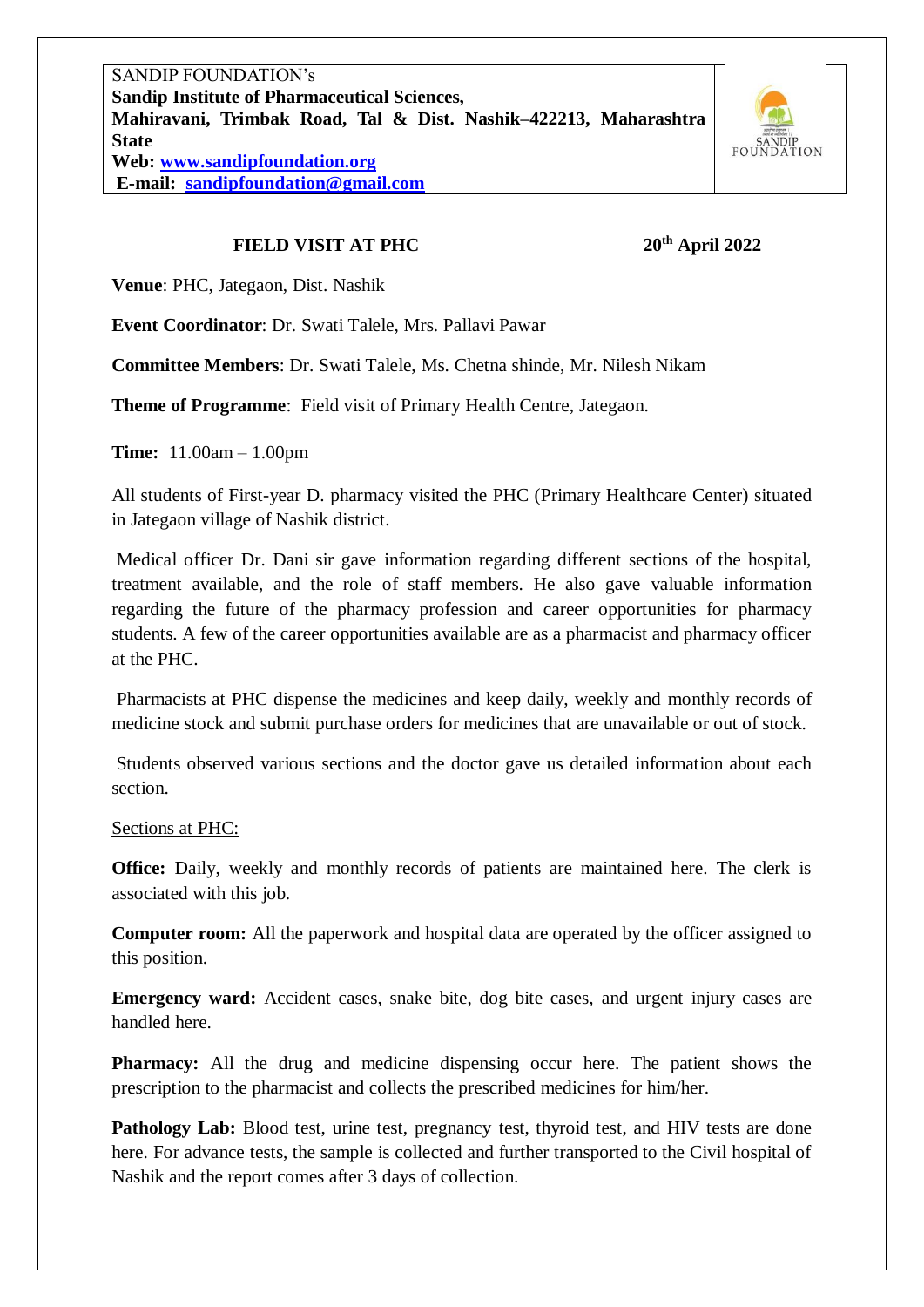SANDIP FOUNDATION's
**Sandip Institute of Pharmaceutical Sciences,**
**Mahiravani, Trimbak Road, Tal & Dist. Nashik–422213, Maharashtra State**
**Web: [www.sandipfoundation.org](http://www.sandipfoundation.org)**
**E-mail: [sandipfoundation@gmail.com](mailto:sandipfoundation@gmail.com)**

SANDIP FOUNDATION

## FIELD VISIT AT PHC

**20th April 2022**

**Venue**: PHC, Jategaon, Dist. Nashik

**Event Coordinator**: Dr. Swati Talele, Mrs. Pallavi Pawar

**Committee Members**: Dr. Swati Talele, Ms. Chetna shinde, Mr. Nilesh Nikam

**Theme of Programme**: Field visit of Primary Health Centre, Jategaon.

**Time:** 11.00am – 1.00pm

All students of First-year D. pharmacy visited the PHC (Primary Healthcare Center) situated in Jategaon village of Nashik district.

Medical officer Dr. Dani sir gave information regarding different sections of the hospital, treatment available, and the role of staff members. He also gave valuable information regarding the future of the pharmacy profession and career opportunities for pharmacy students. A few of the career opportunities available are as a pharmacist and pharmacy officer at the PHC.

Pharmacists at PHC dispense the medicines and keep daily, weekly and monthly records of medicine stock and submit purchase orders for medicines that are unavailable or out of stock.

Students observed various sections and the doctor gave us detailed information about each section.

<u>Sections at PHC:</u>

**Office:** Daily, weekly and monthly records of patients are maintained here. The clerk is associated with this job.

**Computer room:** All the paperwork and hospital data are operated by the officer assigned to this position.

**Emergency ward:** Accident cases, snake bite, dog bite cases, and urgent injury cases are handled here.

**Pharmacy:** All the drug and medicine dispensing occur here. The patient shows the prescription to the pharmacist and collects the prescribed medicines for him/her.

**Pathology Lab:** Blood test, urine test, pregnancy test, thyroid test, and HIV tests are done here. For advance tests, the sample is collected and further transported to the Civil hospital of Nashik and the report comes after 3 days of collection.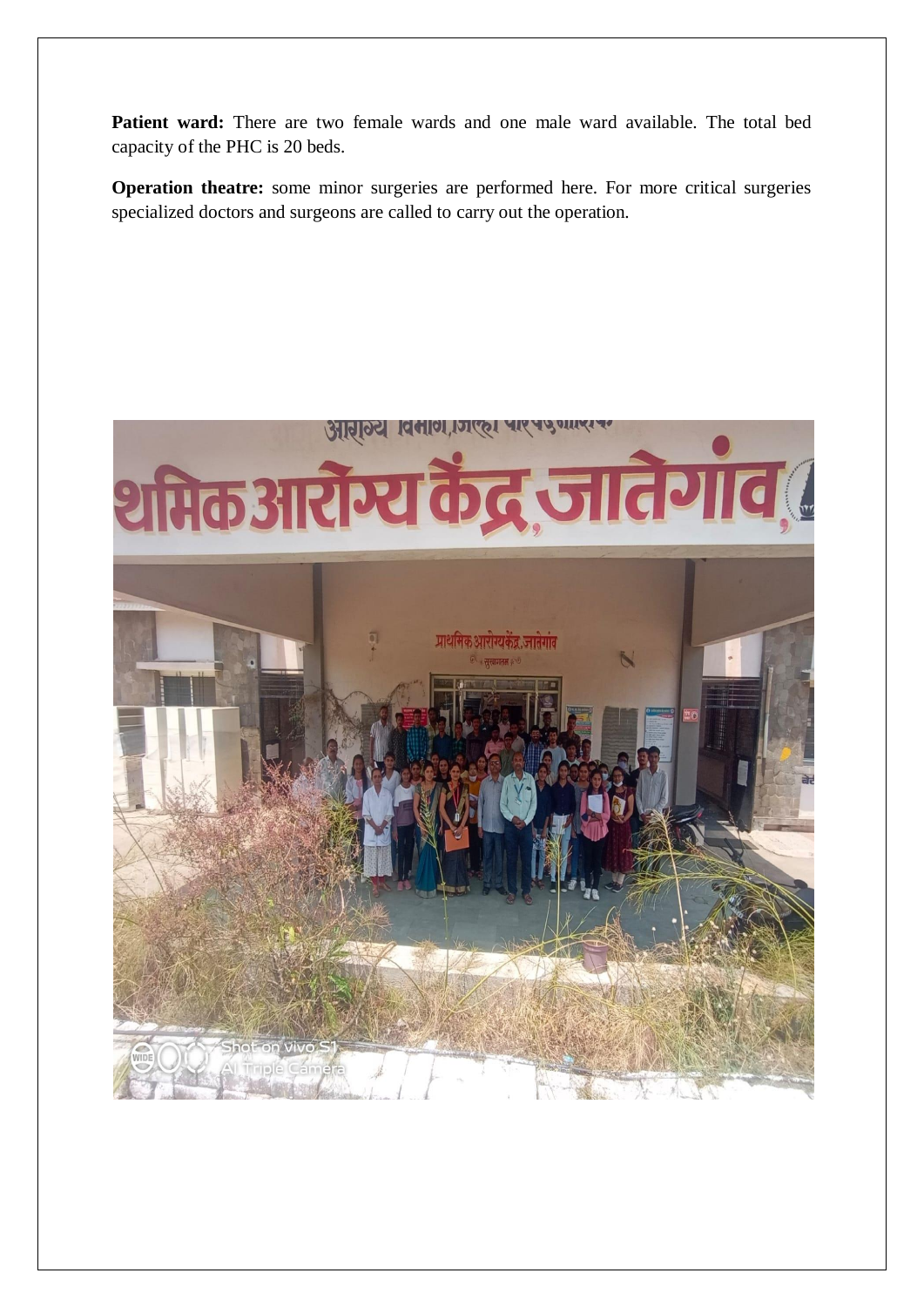**Patient ward:** There are two female wards and one male ward available. The total bed capacity of the PHC is 20 beds.

**Operation theatre:** some minor surgeries are performed here. For more critical surgeries specialized doctors and surgeons are called to carry out the operation.